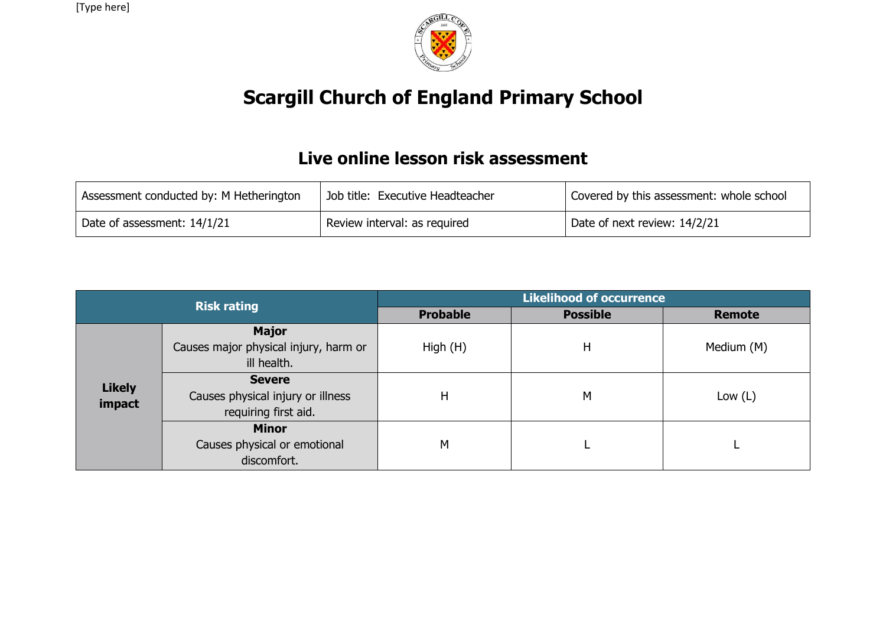# Scargill Church of England Primary School

## Live online lesson risk assessment

| Assessment conducted by: M Hetherington | Job title: Executive Headteacher | Covered by this assessment: whole school |
|---|---|---|
| Date of assessment: 14/1/21 | Review interval: as required | Date of next review: 14/2/21 |

| Risk rating | | Likelihood of occurrence | | |
|---|---|---|---|---|
| | | **Probable** | **Possible** | **Remote** |
| **Likely impact** | **Major** Causes major physical injury, harm or ill health. | High (H) | H | Medium (M) |
| | **Severe** Causes physical injury or illness requiring first aid. | H | M | Low (L) |
| | **Minor** Causes physical or emotional discomfort. | M | L | L |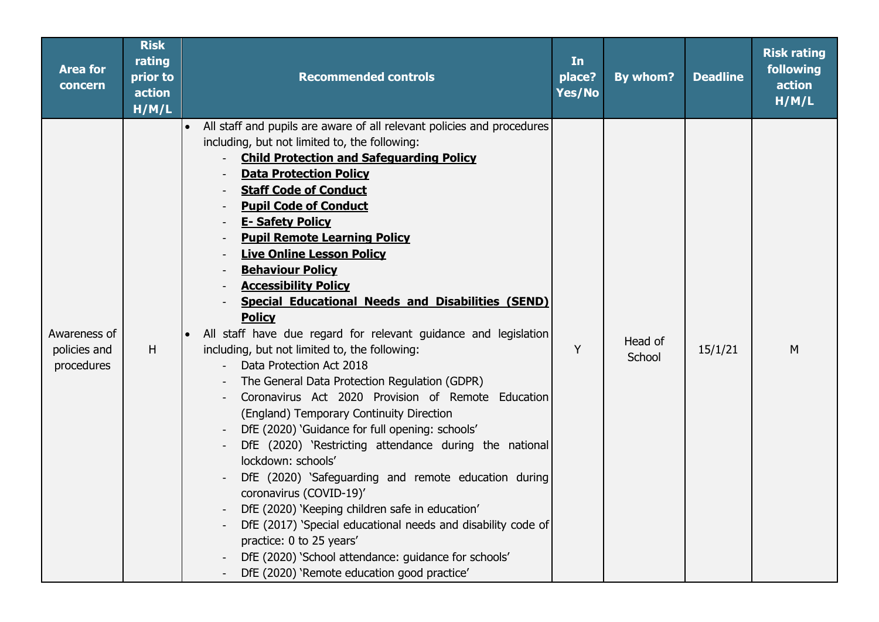| Area for concern | Risk rating prior to action H/M/L | Recommended controls | In place? Yes/No | By whom? | Deadline | Risk rating following action H/M/L |
|---|---|---|---|---|---|---|
| Awareness of policies and procedures | H | • All staff and pupils are aware of all relevant policies and procedures including, but not limited to, the following:<br>- **Child Protection and Safeguarding Policy**<br>- **Data Protection Policy**<br>- **Staff Code of Conduct**<br>- **Pupil Code of Conduct**<br>- **E- Safety Policy**<br>- **Pupil Remote Learning Policy**<br>- **Live Online Lesson Policy**<br>- **Behaviour Policy**<br>- **Accessibility Policy**<br>- **Special Educational Needs and Disabilities (SEND) Policy**<br>• All staff have due regard for relevant guidance and legislation including, but not limited to, the following:<br>- Data Protection Act 2018<br>- The General Data Protection Regulation (GDPR)<br>- Coronavirus Act 2020 Provision of Remote Education (England) Temporary Continuity Direction<br>- DfE (2020) 'Guidance for full opening: schools'<br>- DfE (2020) 'Restricting attendance during the national lockdown: schools'<br>- DfE (2020) 'Safeguarding and remote education during coronavirus (COVID-19)'<br>- DfE (2020) 'Keeping children safe in education'<br>- DfE (2017) 'Special educational needs and disability code of practice: 0 to 25 years'<br>- DfE (2020) 'School attendance: guidance for schools'<br>- DfE (2020) 'Remote education good practice' | Y | Head of School | 15/1/21 | M |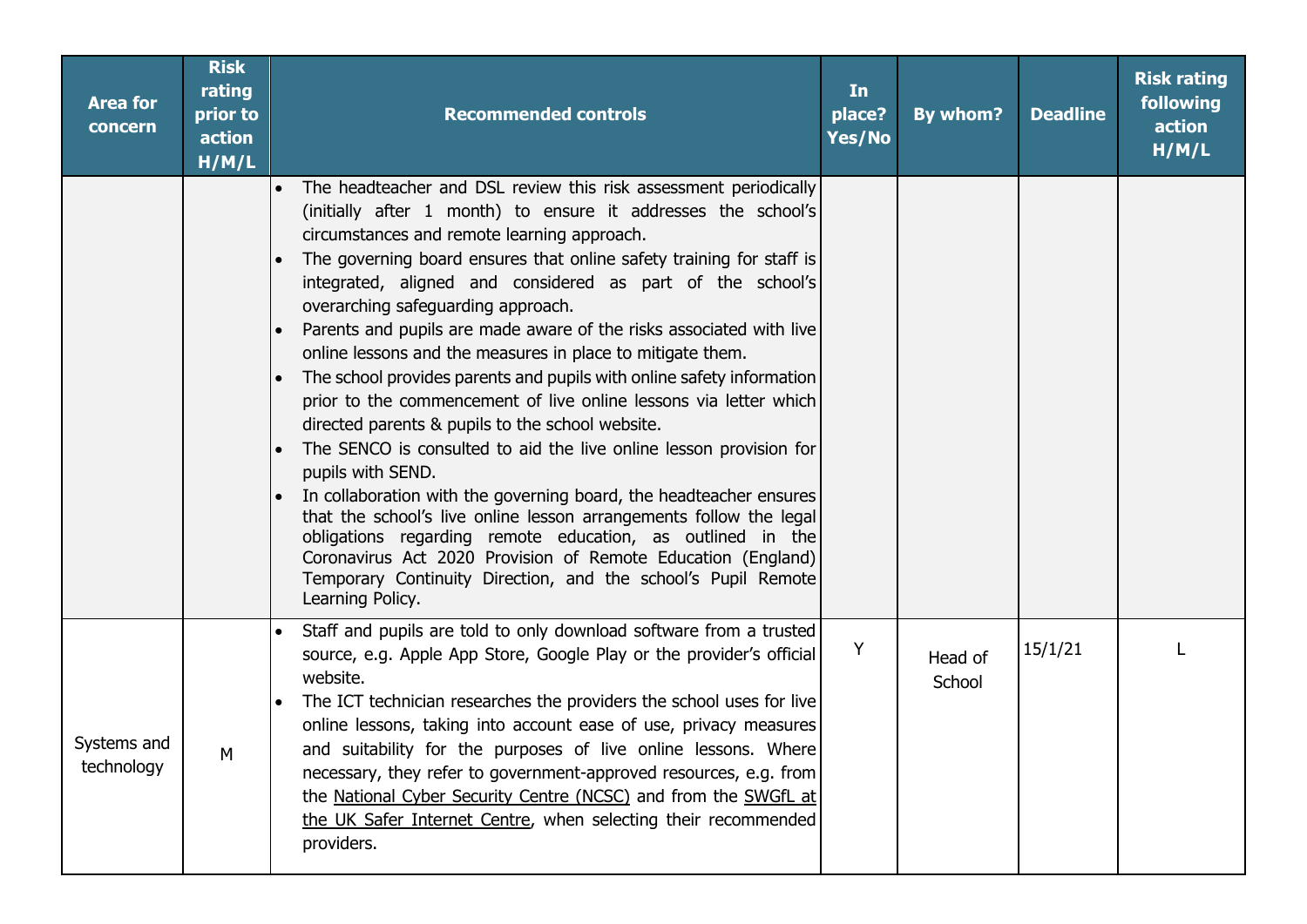| Area for concern | Risk rating prior to action H/M/L | Recommended controls | In place? Yes/No | By whom? | Deadline | Risk rating following action H/M/L |
|---|---|---|---|---|---|---|
| | | • The headteacher and DSL review this risk assessment periodically (initially after 1 month) to ensure it addresses the school's circumstances and remote learning approach.<br>• The governing board ensures that online safety training for staff is integrated, aligned and considered as part of the school's overarching safeguarding approach.<br>• Parents and pupils are made aware of the risks associated with live online lessons and the measures in place to mitigate them.<br>• The school provides parents and pupils with online safety information prior to the commencement of live online lessons via letter which directed parents & pupils to the school website.<br>• The SENCO is consulted to aid the live online lesson provision for pupils with SEND.<br>• In collaboration with the governing board, the headteacher ensures that the school's live online lesson arrangements follow the legal obligations regarding remote education, as outlined in the Coronavirus Act 2020 Provision of Remote Education (England) Temporary Continuity Direction, and the school's Pupil Remote Learning Policy. | | | | |
| Systems and technology | M | • Staff and pupils are told to only download software from a trusted source, e.g. Apple App Store, Google Play or the provider's official website.<br>• The ICT technician researches the providers the school uses for live online lessons, taking into account ease of use, privacy measures and suitability for the purposes of live online lessons. Where necessary, they refer to government-approved resources, e.g. from the National Cyber Security Centre (NCSC) and from the SWGfL at the UK Safer Internet Centre, when selecting their recommended providers. | Y | Head of School | 15/1/21 | L |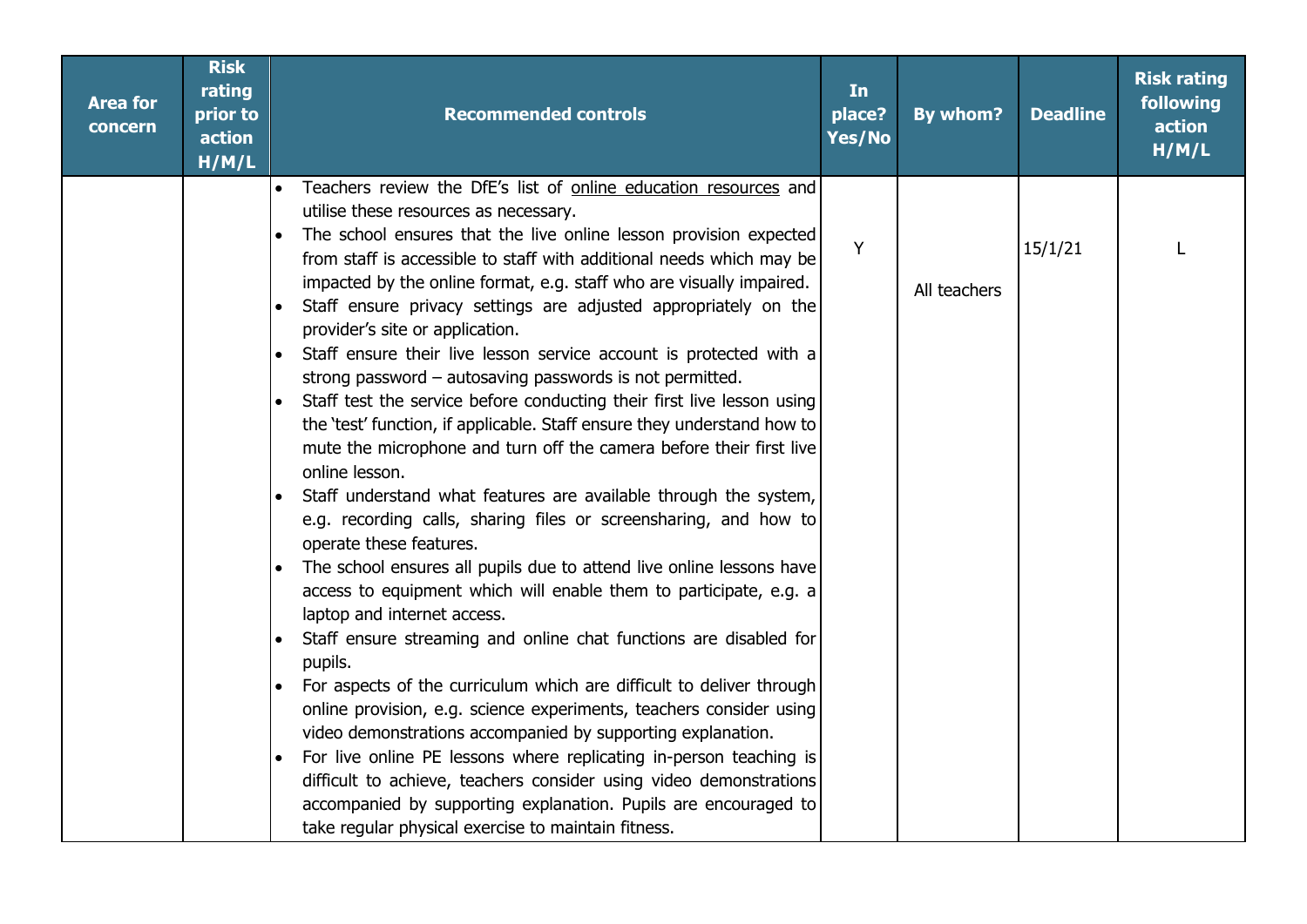| Area for concern | Risk rating prior to action H/M/L | Recommended controls | In place? Yes/No | By whom? | Deadline | Risk rating following action H/M/L |
|---|---|---|---|---|---|---|
| | | • Teachers review the DfE's list of online education resources and utilise these resources as necessary.<br>• The school ensures that the live online lesson provision expected from staff is accessible to staff with additional needs which may be impacted by the online format, e.g. staff who are visually impaired.<br>• Staff ensure privacy settings are adjusted appropriately on the provider's site or application.<br>• Staff ensure their live lesson service account is protected with a strong password – autosaving passwords is not permitted.<br>• Staff test the service before conducting their first live lesson using the 'test' function, if applicable. Staff ensure they understand how to mute the microphone and turn off the camera before their first live online lesson.<br>• Staff understand what features are available through the system, e.g. recording calls, sharing files or screensharing, and how to operate these features.<br>• The school ensures all pupils due to attend live online lessons have access to equipment which will enable them to participate, e.g. a laptop and internet access.<br>• Staff ensure streaming and online chat functions are disabled for pupils.<br>• For aspects of the curriculum which are difficult to deliver through online provision, e.g. science experiments, teachers consider using video demonstrations accompanied by supporting explanation.<br>• For live online PE lessons where replicating in-person teaching is difficult to achieve, teachers consider using video demonstrations accompanied by supporting explanation. Pupils are encouraged to take regular physical exercise to maintain fitness. | Y | All teachers | 15/1/21 | L |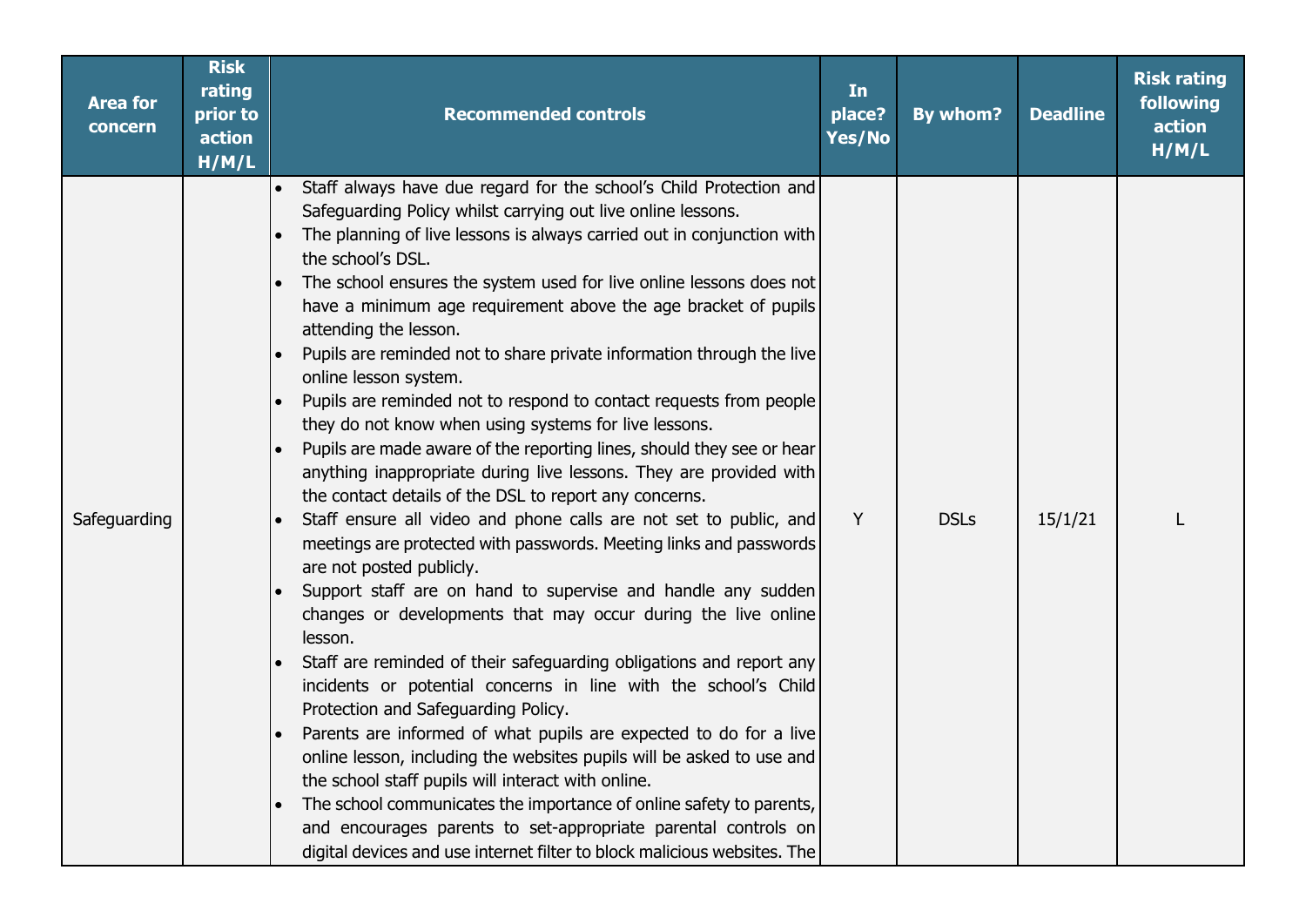| Area for concern | Risk rating prior to action H/M/L | Recommended controls | In place? Yes/No | By whom? | Deadline | Risk rating following action H/M/L |
|---|---|---|---|---|---|---|
| Safeguarding | | <ul><li>Staff always have due regard for the school's Child Protection and Safeguarding Policy whilst carrying out live online lessons.</li><li>The planning of live lessons is always carried out in conjunction with the school's DSL.</li><li>The school ensures the system used for live online lessons does not have a minimum age requirement above the age bracket of pupils attending the lesson.</li><li>Pupils are reminded not to share private information through the live online lesson system.</li><li>Pupils are reminded not to respond to contact requests from people they do not know when using systems for live lessons.</li><li>Pupils are made aware of the reporting lines, should they see or hear anything inappropriate during live lessons. They are provided with the contact details of the DSL to report any concerns.</li><li>Staff ensure all video and phone calls are not set to public, and meetings are protected with passwords. Meeting links and passwords are not posted publicly.</li><li>Support staff are on hand to supervise and handle any sudden changes or developments that may occur during the live online lesson.</li><li>Staff are reminded of their safeguarding obligations and report any incidents or potential concerns in line with the school's Child Protection and Safeguarding Policy.</li><li>Parents are informed of what pupils are expected to do for a live online lesson, including the websites pupils will be asked to use and the school staff pupils will interact with online.</li><li>The school communicates the importance of online safety to parents, and encourages parents to set-appropriate parental controls on digital devices and use internet filter to block malicious websites. The</li></ul> | Y | DSLs | 15/1/21 | L |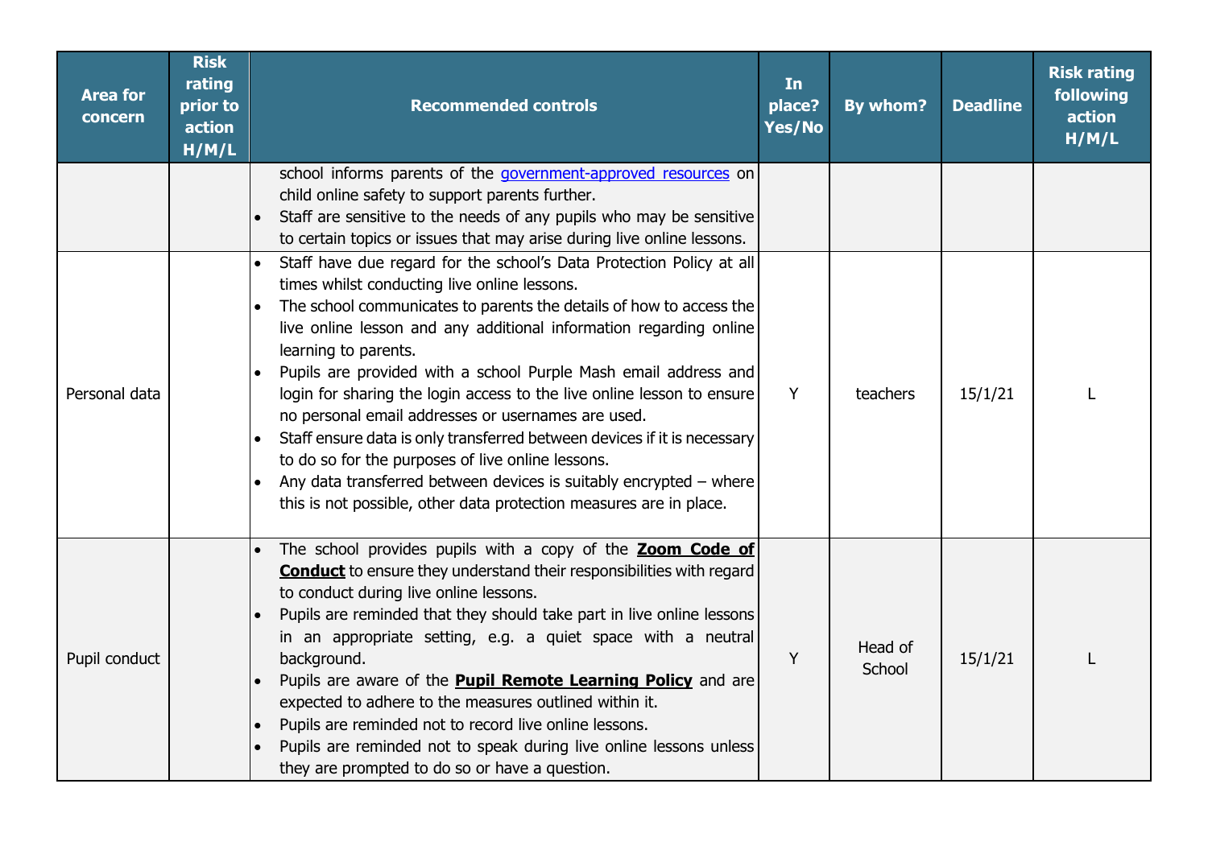| Area for concern | Risk rating prior to action H/M/L | Recommended controls | In place? Yes/No | By whom? | Deadline | Risk rating following action H/M/L |
|---|---|---|---|---|---|---|
| | | school informs parents of the government-approved resources on child online safety to support parents further.<br>• Staff are sensitive to the needs of any pupils who may be sensitive to certain topics or issues that may arise during live online lessons. | | | | |
| Personal data | | • Staff have due regard for the school's Data Protection Policy at all times whilst conducting live online lessons.<br>• The school communicates to parents the details of how to access the live online lesson and any additional information regarding online learning to parents.<br>• Pupils are provided with a school Purple Mash email address and login for sharing the login access to the live online lesson to ensure no personal email addresses or usernames are used.<br>• Staff ensure data is only transferred between devices if it is necessary to do so for the purposes of live online lessons.<br>• Any data transferred between devices is suitably encrypted – where this is not possible, other data protection measures are in place. | Y | teachers | 15/1/21 | L |
| Pupil conduct | | • The school provides pupils with a copy of the **Zoom Code of Conduct** to ensure they understand their responsibilities with regard to conduct during live online lessons.<br>• Pupils are reminded that they should take part in live online lessons in an appropriate setting, e.g. a quiet space with a neutral background.<br>• Pupils are aware of the **Pupil Remote Learning Policy** and are expected to adhere to the measures outlined within it.<br>• Pupils are reminded not to record live online lessons.<br>• Pupils are reminded not to speak during live online lessons unless they are prompted to do so or have a question. | Y | Head of School | 15/1/21 | L |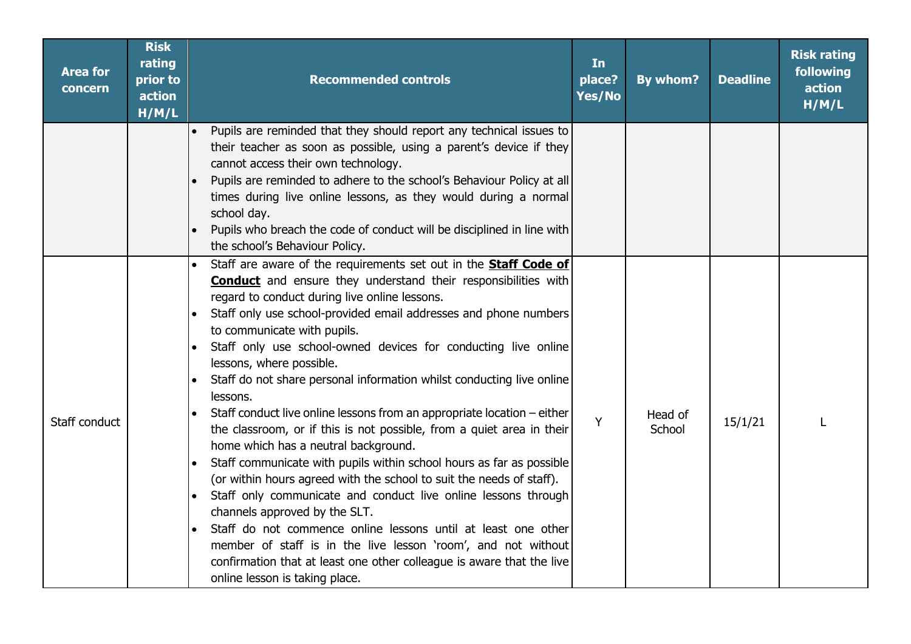| Area for concern | Risk rating prior to action H/M/L | Recommended controls | In place? Yes/No | By whom? | Deadline | Risk rating following action H/M/L |
|---|---|---|---|---|---|---|
| | | • Pupils are reminded that they should report any technical issues to their teacher as soon as possible, using a parent's device if they cannot access their own technology.<br>• Pupils are reminded to adhere to the school's Behaviour Policy at all times during live online lessons, as they would during a normal school day.<br>• Pupils who breach the code of conduct will be disciplined in line with the school's Behaviour Policy. | | | | |
| Staff conduct | | • Staff are aware of the requirements set out in the **Staff Code of Conduct** and ensure they understand their responsibilities with regard to conduct during live online lessons.<br>• Staff only use school-provided email addresses and phone numbers to communicate with pupils.<br>• Staff only use school-owned devices for conducting live online lessons, where possible.<br>• Staff do not share personal information whilst conducting live online lessons.<br>• Staff conduct live online lessons from an appropriate location – either the classroom, or if this is not possible, from a quiet area in their home which has a neutral background.<br>• Staff communicate with pupils within school hours as far as possible (or within hours agreed with the school to suit the needs of staff).<br>• Staff only communicate and conduct live online lessons through channels approved by the SLT.<br>• Staff do not commence online lessons until at least one other member of staff is in the live lesson 'room', and not without confirmation that at least one other colleague is aware that the live online lesson is taking place. | Y | Head of School | 15/1/21 | L |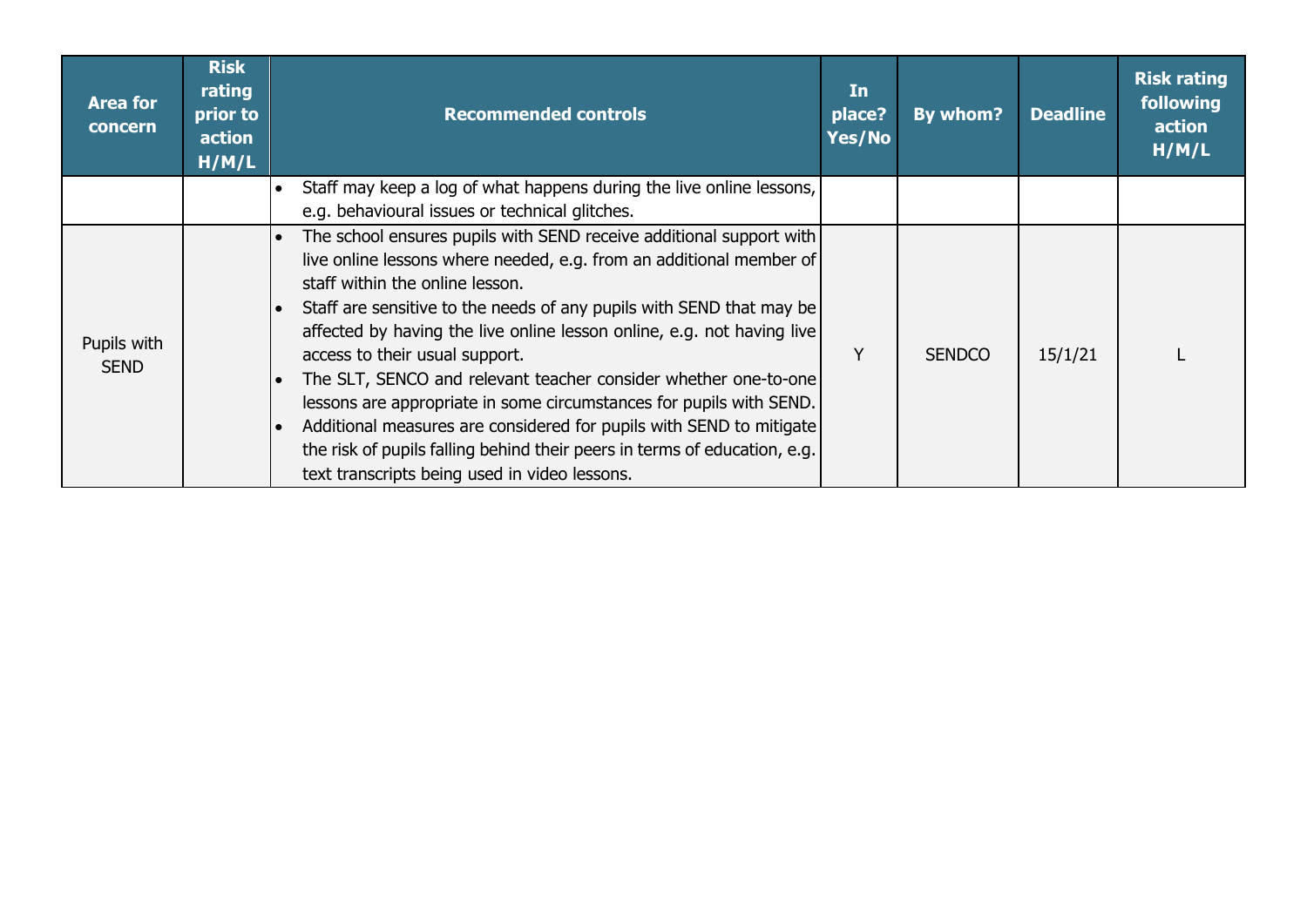| Area for concern | Risk rating prior to action H/M/L | Recommended controls | In place? Yes/No | By whom? | Deadline | Risk rating following action H/M/L |
|---|---|---|---|---|---|---|
| | | • Staff may keep a log of what happens during the live online lessons, e.g. behavioural issues or technical glitches. | | | | |
| Pupils with SEND | | • The school ensures pupils with SEND receive additional support with live online lessons where needed, e.g. from an additional member of staff within the online lesson.<br>• Staff are sensitive to the needs of any pupils with SEND that may be affected by having the live online lesson online, e.g. not having live access to their usual support.<br>• The SLT, SENCO and relevant teacher consider whether one-to-one lessons are appropriate in some circumstances for pupils with SEND.<br>• Additional measures are considered for pupils with SEND to mitigate the risk of pupils falling behind their peers in terms of education, e.g. text transcripts being used in video lessons. | Y | SENDCO | 15/1/21 | L |